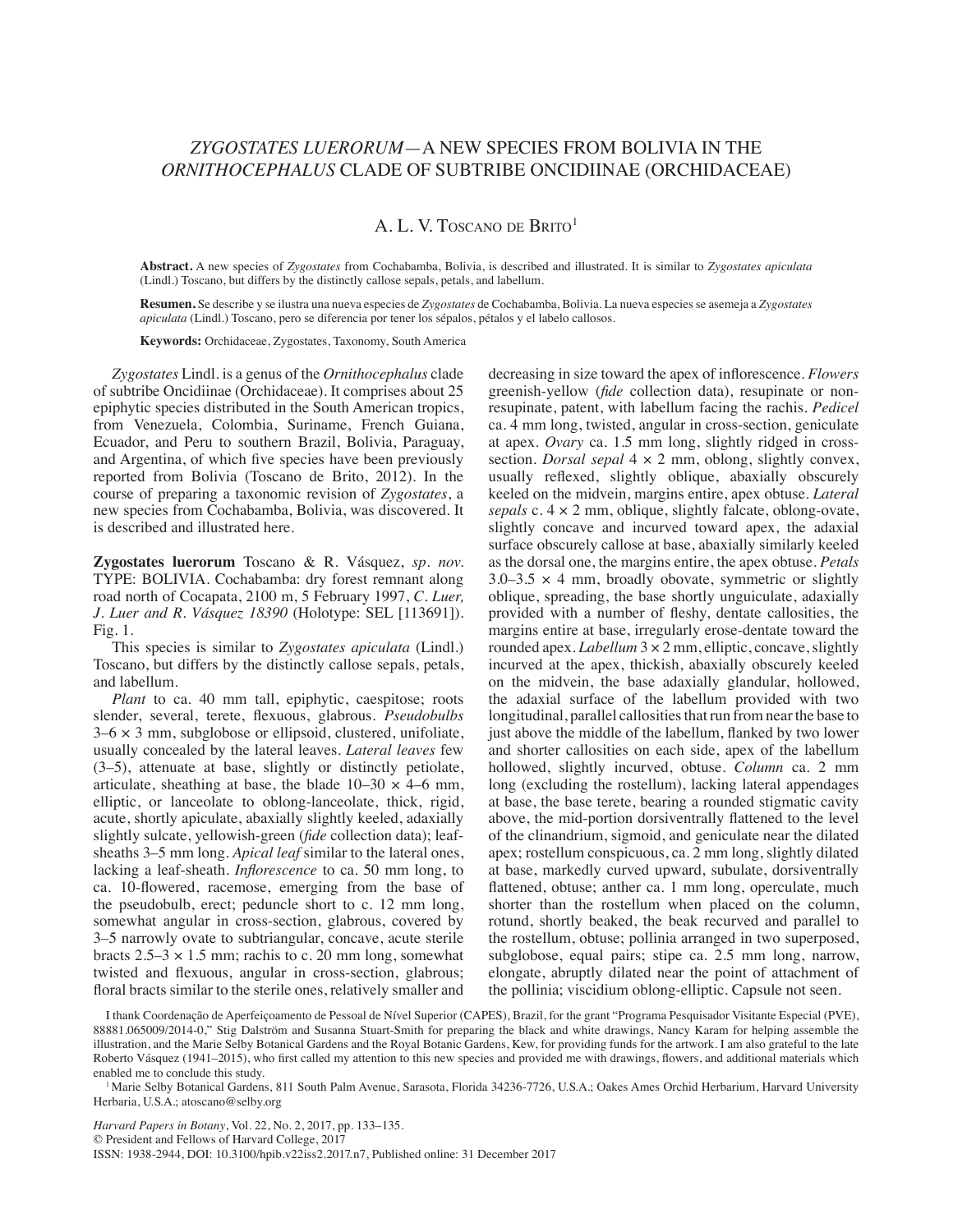# *ZYGOSTATES LUERORUM*—A NEW SPECIES FROM BOLIVIA IN THE *ORNITHOCEPHALUS* CLADE OF SUBTRIBE ONCIDIINAE (ORCHIDACEAE)

A. L. V. Toscano de Brito[1]

**Abstract.** A new species of *Zygostates* from Cochabamba, Bolivia, is described and illustrated. It is similar to *Zygostates apiculata* (Lindl.) Toscano, but differs by the distinctly callose sepals, petals, and labellum.

**Resumen.** Se describe y se ilustra una nueva especies de *Zygostates* de Cochabamba, Bolivia. La nueva especies se asemeja a *Zygostates apiculata* (Lindl.) Toscano, pero se diferencia por tener los sépalos, pétalos y el labelo callosos.

**Keywords:** Orchidaceae, Zygostates, Taxonomy, South America

*Zygostates* Lindl. is a genus of the *Ornithocephalus* clade of subtribe Oncidiinae (Orchidaceae). It comprises about 25 epiphytic species distributed in the South American tropics, from Venezuela, Colombia, Suriname, French Guiana, Ecuador, and Peru to southern Brazil, Bolivia, Paraguay, and Argentina, of which five species have been previously reported from Bolivia (Toscano de Brito, 2012). In the course of preparing a taxonomic revision of *Zygostates*, a new species from Cochabamba, Bolivia, was discovered. It is described and illustrated here.

**Zygostates luerorum** Toscano & R. Vásquez, *sp. nov.* TYPE: BOLIVIA. Cochabamba: dry forest remnant along road north of Cocapata, 2100 m, 5 February 1997, *C. Luer, J. Luer and R. Vásquez 18390* (Holotype: SEL [113691]). Fig. 1.

This species is similar to *Zygostates apiculata* (Lindl.) Toscano, but differs by the distinctly callose sepals, petals, and labellum.

*Plant* to ca. 40 mm tall, epiphytic, caespitose; roots slender, several, terete, flexuous, glabrous. *Pseudobulbs* 3–6 × 3 mm, subglobose or ellipsoid, clustered, unifoliate, usually concealed by the lateral leaves. *Lateral leaves* few (3–5), attenuate at base, slightly or distinctly petiolate, articulate, sheathing at base, the blade 10–30 × 4–6 mm, elliptic, or lanceolate to oblong-lanceolate, thick, rigid, acute, shortly apiculate, abaxially slightly keeled, adaxially slightly sulcate, yellowish-green (*fide* collection data); leaf-sheaths 3–5 mm long. *Apical leaf* similar to the lateral ones, lacking a leaf-sheath. *Inflorescence* to ca. 50 mm long, to ca. 10-flowered, racemose, emerging from the base of the pseudobulb, erect; peduncle short to c. 12 mm long, somewhat angular in cross-section, glabrous, covered by 3–5 narrowly ovate to subtriangular, concave, acute sterile bracts 2.5–3 × 1.5 mm; rachis to c. 20 mm long, somewhat twisted and flexuous, angular in cross-section, glabrous; floral bracts similar to the sterile ones, relatively smaller and decreasing in size toward the apex of inflorescence. *Flowers* greenish-yellow (*fide* collection data), resupinate or non-resupinate, patent, with labellum facing the rachis. *Pedicel* ca. 4 mm long, twisted, angular in cross-section, geniculate at apex. *Ovary* ca. 1.5 mm long, slightly ridged in cross-section. *Dorsal sepal* 4 × 2 mm, oblong, slightly convex, usually reflexed, slightly oblique, abaxially obscurely keeled on the midvein, margins entire, apex obtuse. *Lateral sepals* c. 4 × 2 mm, oblique, slightly falcate, oblong-ovate, slightly concave and incurved toward apex, the adaxial surface obscurely callose at base, abaxially similarly keeled as the dorsal one, the margins entire, the apex obtuse. *Petals* 3.0–3.5 × 4 mm, broadly obovate, symmetric or slightly oblique, spreading, the base shortly unguiculate, adaxially provided with a number of fleshy, dentate callosities, the margins entire at base, irregularly erose-dentate toward the rounded apex. *Labellum* 3 × 2 mm, elliptic, concave, slightly incurved at the apex, thickish, abaxially obscurely keeled on the midvein, the base adaxially glandular, hollowed, the adaxial surface of the labellum provided with two longitudinal, parallel callosities that run from near the base to just above the middle of the labellum, flanked by two lower and shorter callosities on each side, apex of the labellum hollowed, slightly incurved, obtuse. *Column* ca. 2 mm long (excluding the rostellum), lacking lateral appendages at base, the base terete, bearing a rounded stigmatic cavity above, the mid-portion dorsiventrally flattened to the level of the clinandrium, sigmoid, and geniculate near the dilated apex; rostellum conspicuous, ca. 2 mm long, slightly dilated at base, markedly curved upward, subulate, dorsiventrally flattened, obtuse; anther ca. 1 mm long, operculate, much shorter than the rostellum when placed on the column, rotund, shortly beaked, the beak recurved and parallel to the rostellum, obtuse; pollinia arranged in two superposed, subglobose, equal pairs; stipe ca. 2.5 mm long, narrow, elongate, abruptly dilated near the point of attachment of the pollinia; viscidium oblong-elliptic. Capsule not seen.

I thank Coordenação de Aperfeiçoamento de Pessoal de Nível Superior (CAPES), Brazil, for the grant "Programa Pesquisador Visitante Especial (PVE), 88881.065009/2014-0," Stig Dalström and Susanna Stuart-Smith for preparing the black and white drawings, Nancy Karam for helping assemble the illustration, and the Marie Selby Botanical Gardens and the Royal Botanic Gardens, Kew, for providing funds for the artwork. I am also grateful to the late Roberto Vásquez (1941–2015), who first called my attention to this new species and provided me with drawings, flowers, and additional materials which enabled me to conclude this study.

[1] Marie Selby Botanical Gardens, 811 South Palm Avenue, Sarasota, Florida 34236-7726, U.S.A.; Oakes Ames Orchid Herbarium, Harvard University Herbaria, U.S.A.; atoscano@selby.org

*Harvard Papers in Botany*, Vol. 22, No. 2, 2017, pp. 133–135.
© President and Fellows of Harvard College, 2017
ISSN: 1938-2944, DOI: 10.3100/hpib.v22iss2.2017.n7, Published online: 31 December 2017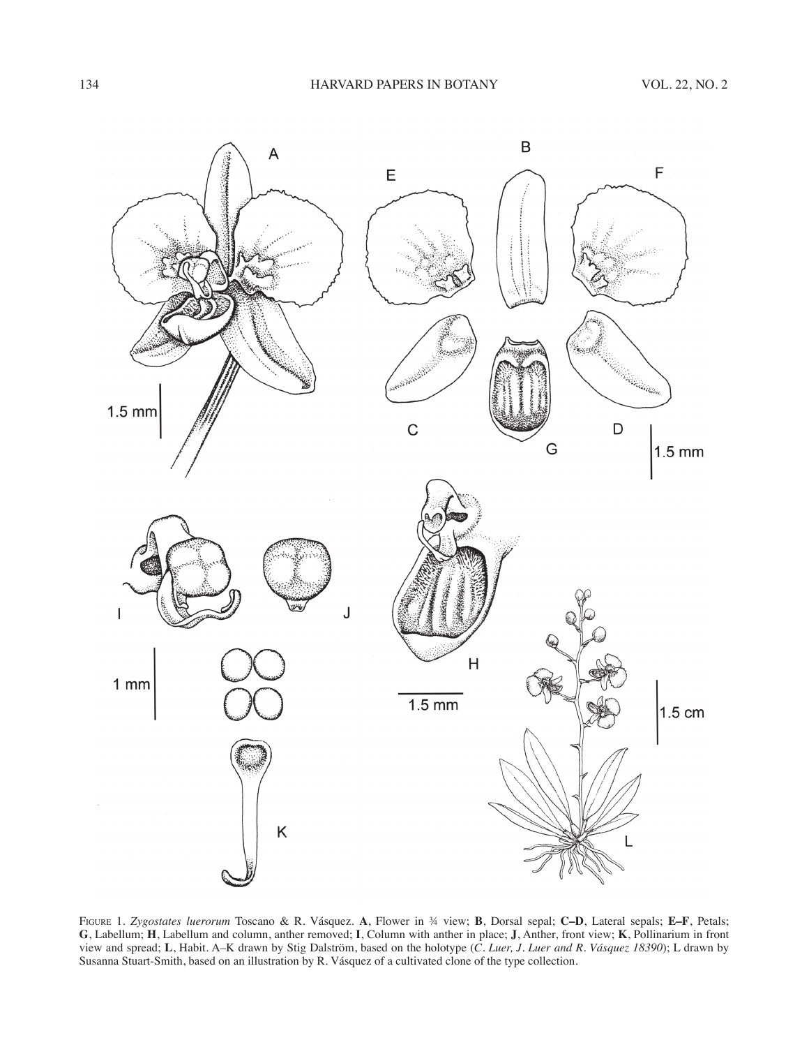FIGURE 1. *Zygostates luerorum* Toscano & R. Vásquez. **A**, Flower in ¾ view; **B**, Dorsal sepal; **C–D**, Lateral sepals; **E–F**, Petals; **G**, Labellum; **H**, Labellum and column, anther removed; **I**, Column with anther in place; **J**, Anther, front view; **K**, Pollinarium in front view and spread; **L**, Habit. A–K drawn by Stig Dalström, based on the holotype (*C. Luer, J. Luer and R. Vásquez 18390*); L drawn by Susanna Stuart-Smith, based on an illustration by R. Vásquez of a cultivated clone of the type collection.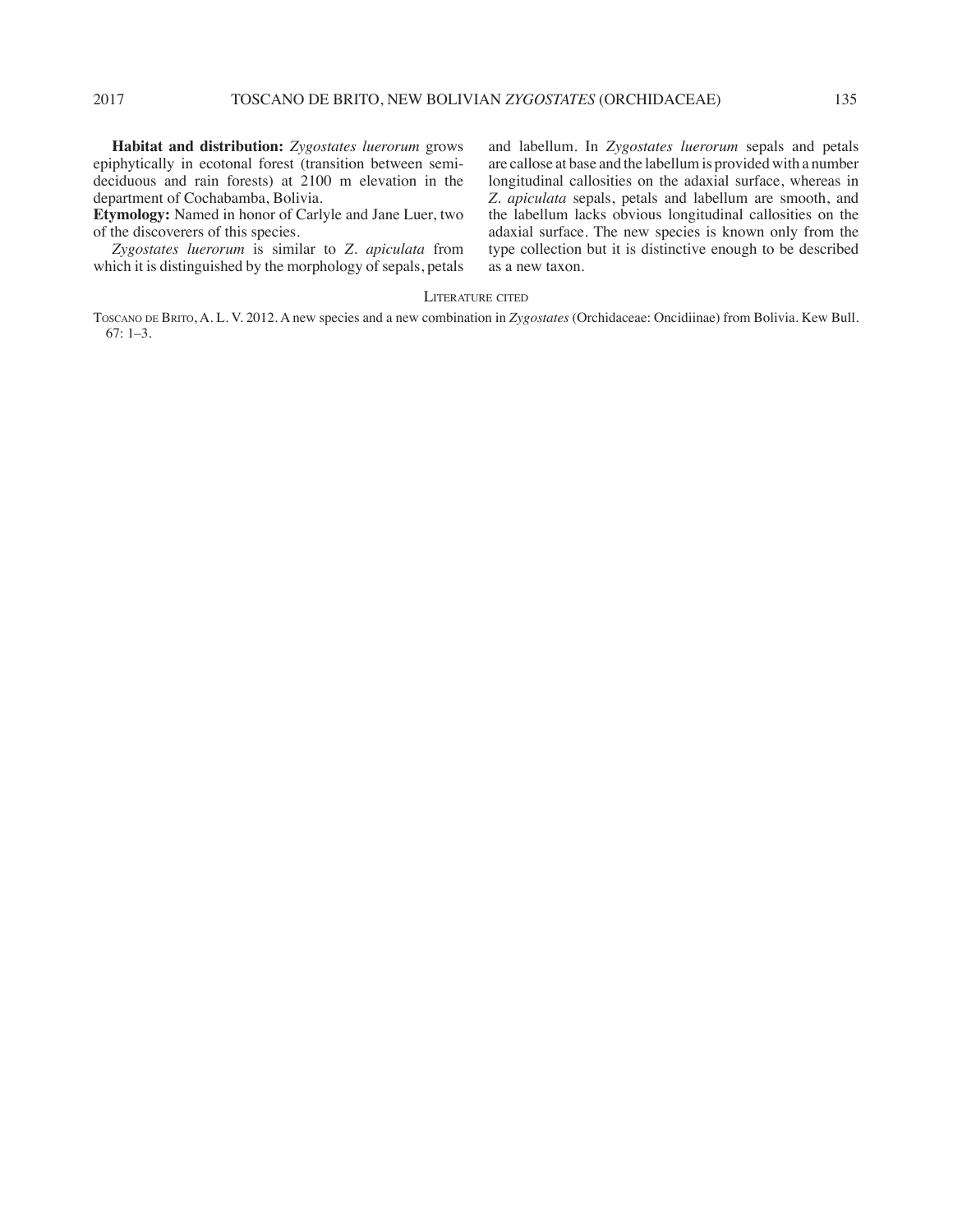**Habitat and distribution:** *Zygostates luerorum* grows epiphytically in ecotonal forest (transition between semi-deciduous and rain forests) at 2100 m elevation in the department of Cochabamba, Bolivia.

**Etymology:** Named in honor of Carlyle and Jane Luer, two of the discoverers of this species.

*Zygostates luerorum* is similar to *Z. apiculata* from which it is distinguished by the morphology of sepals, petals and labellum. In *Zygostates luerorum* sepals and petals are callose at base and the labellum is provided with a number longitudinal callosities on the adaxial surface, whereas in *Z. apiculata* sepals, petals and labellum are smooth, and the labellum lacks obvious longitudinal callosities on the adaxial surface. The new species is known only from the type collection but it is distinctive enough to be described as a new taxon.

## Literature cited

Toscano de Brito, A. L. V. 2012. A new species and a new combination in *Zygostates* (Orchidaceae: Oncidiinae) from Bolivia. Kew Bull. 67: 1–3.